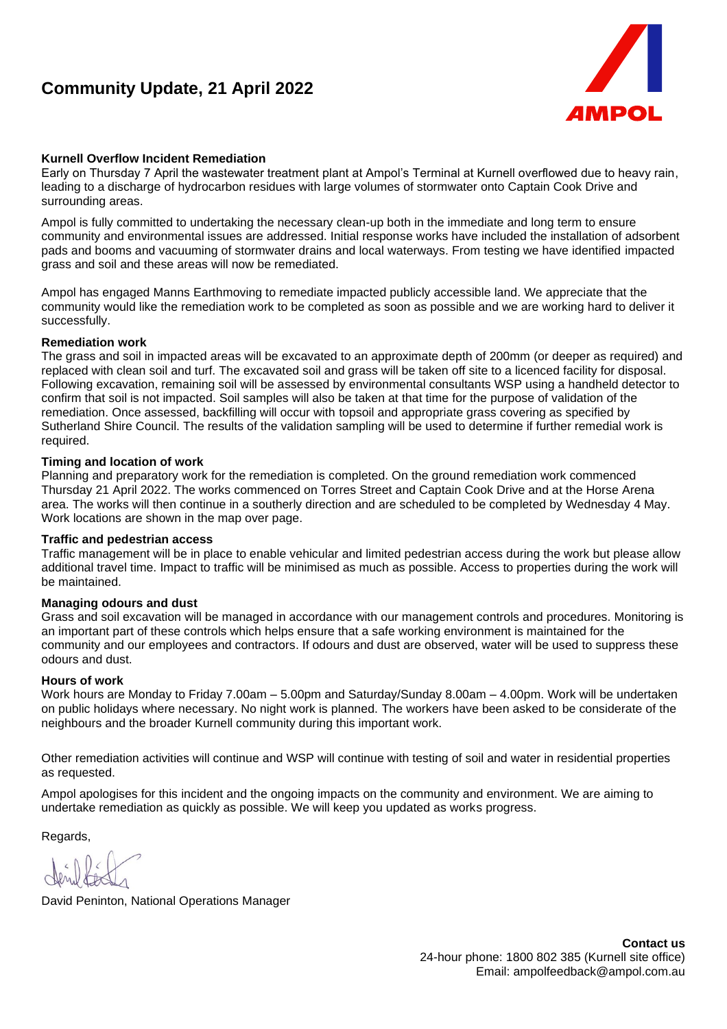# Community Update, 21 April 2022

AMPOL

## Kurnell Overflow Incident Remediation

Early on Thursday 7 April the wastewater treatment plant at Ampol's Terminal at Kurnell overflowed due to heavy rain, leading to a discharge of hydrocarbon residues with large volumes of stormwater onto Captain Cook Drive and surrounding areas.

Ampol is fully committed to undertaking the necessary clean-up both in the immediate and long term to ensure community and environmental issues are addressed. Initial response works have included the installation of adsorbent pads and booms and vacuuming of stormwater drains and local waterways. From testing we have identified impacted grass and soil and these areas will now be remediated.

Ampol has engaged Manns Earthmoving to remediate impacted publicly accessible land. We appreciate that the community would like the remediation work to be completed as soon as possible and we are working hard to deliver it successfully.

### Remediation work

The grass and soil in impacted areas will be excavated to an approximate depth of 200mm (or deeper as required) and replaced with clean soil and turf. The excavated soil and grass will be taken off site to a licenced facility for disposal. Following excavation, remaining soil will be assessed by environmental consultants WSP using a handheld detector to confirm that soil is not impacted. Soil samples will also be taken at that time for the purpose of validation of the remediation. Once assessed, backfilling will occur with topsoil and appropriate grass covering as specified by Sutherland Shire Council. The results of the validation sampling will be used to determine if further remedial work is required.

### Timing and location of work

Planning and preparatory work for the remediation is completed. On the ground remediation work commenced Thursday 21 April 2022. The works commenced on Torres Street and Captain Cook Drive and at the Horse Arena area. The works will then continue in a southerly direction and are scheduled to be completed by Wednesday 4 May. Work locations are shown in the map over page.

### Traffic and pedestrian access

Traffic management will be in place to enable vehicular and limited pedestrian access during the work but please allow additional travel time. Impact to traffic will be minimised as much as possible. Access to properties during the work will be maintained.

### Managing odours and dust

Grass and soil excavation will be managed in accordance with our management controls and procedures. Monitoring is an important part of these controls which helps ensure that a safe working environment is maintained for the community and our employees and contractors. If odours and dust are observed, water will be used to suppress these odours and dust.

### Hours of work

Work hours are Monday to Friday 7.00am – 5.00pm and Saturday/Sunday 8.00am – 4.00pm. Work will be undertaken on public holidays where necessary. No night work is planned. The workers have been asked to be considerate of the neighbours and the broader Kurnell community during this important work.

Other remediation activities will continue and WSP will continue with testing of soil and water in residential properties as requested.

Ampol apologises for this incident and the ongoing impacts on the community and environment. We are aiming to undertake remediation as quickly as possible. We will keep you updated as works progress.

Regards,

David Peninton, National Operations Manager

**Contact us**
24-hour phone: 1800 802 385 (Kurnell site office)
Email: ampolfeedback@ampol.com.au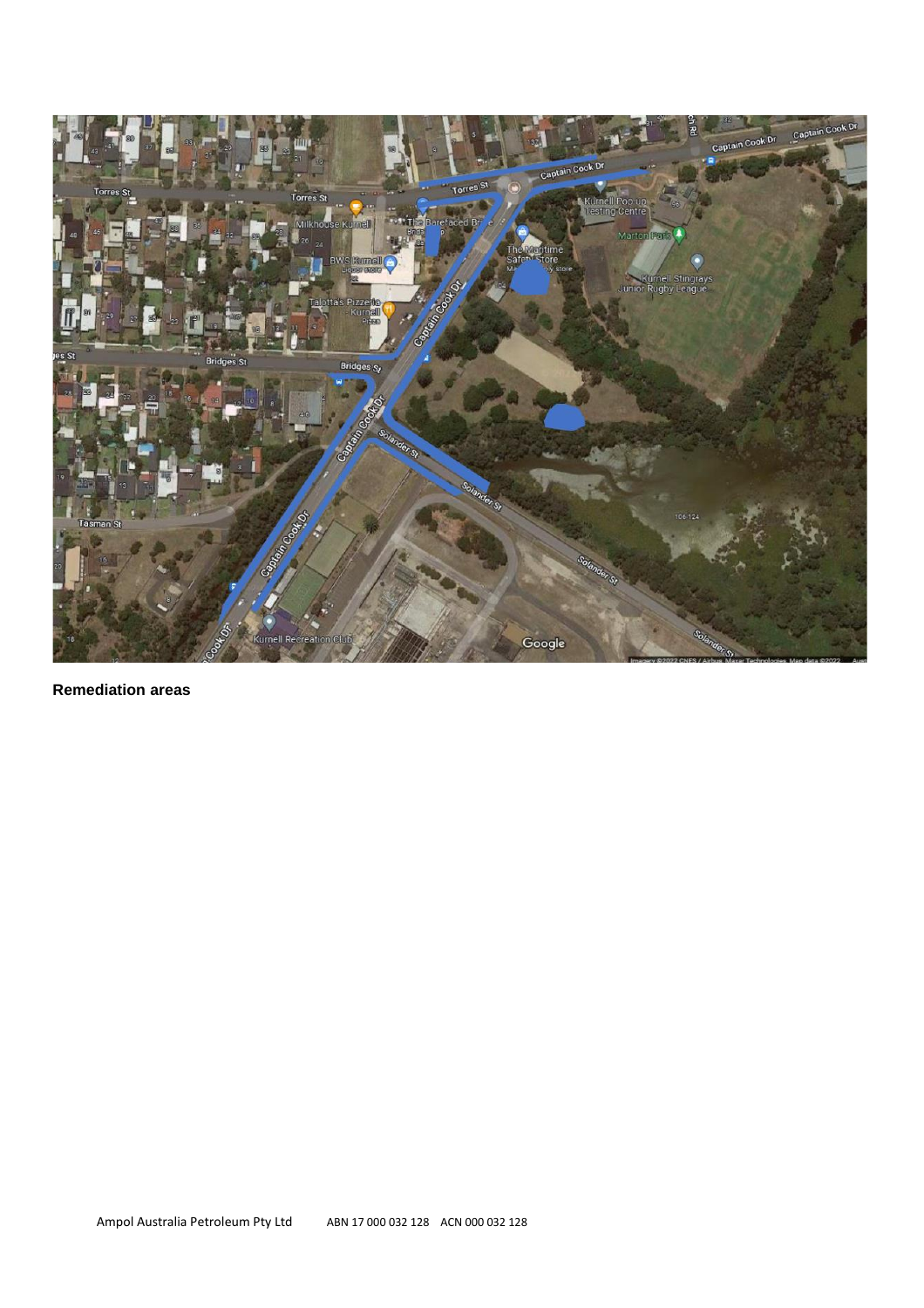**Remediation areas**